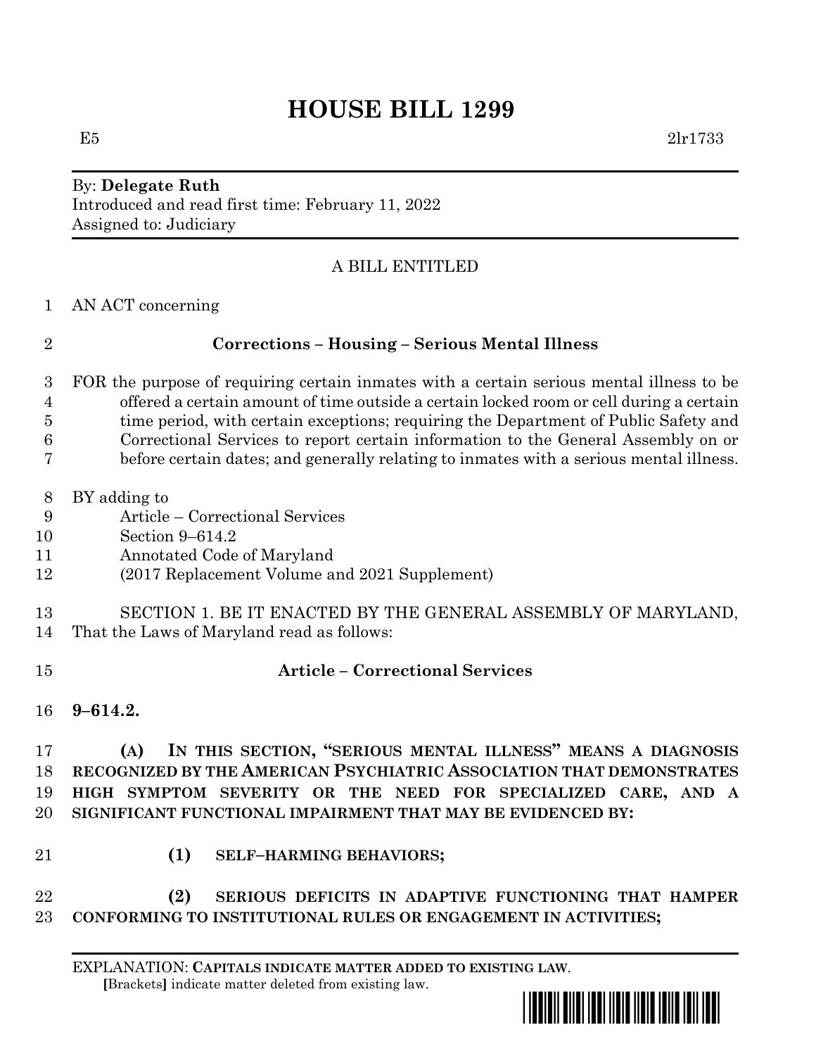# HOUSE BILL 1299

E5 2lr1733

By: **Delegate Ruth**
Introduced and read first time: February 11, 2022
Assigned to: Judiciary

A BILL ENTITLED

1 AN ACT concerning

2 **Corrections – Housing – Serious Mental Illness**

3 FOR the purpose of requiring certain inmates with a certain serious mental illness to be
4 offered a certain amount of time outside a certain locked room or cell during a certain
5 time period, with certain exceptions; requiring the Department of Public Safety and
6 Correctional Services to report certain information to the General Assembly on or
7 before certain dates; and generally relating to inmates with a serious mental illness.

8 BY adding to
9 Article – Correctional Services
10 Section 9–614.2
11 Annotated Code of Maryland
12 (2017 Replacement Volume and 2021 Supplement)

13 SECTION 1. BE IT ENACTED BY THE GENERAL ASSEMBLY OF MARYLAND,
14 That the Laws of Maryland read as follows:

15 **Article – Correctional Services**

16 **9–614.2.**

17 **(A) IN THIS SECTION, "SERIOUS MENTAL ILLNESS" MEANS A DIAGNOSIS**
18 **RECOGNIZED BY THE AMERICAN PSYCHIATRIC ASSOCIATION THAT DEMONSTRATES**
19 **HIGH SYMPTOM SEVERITY OR THE NEED FOR SPECIALIZED CARE, AND A**
20 **SIGNIFICANT FUNCTIONAL IMPAIRMENT THAT MAY BE EVIDENCED BY:**

21 **(1) SELF–HARMING BEHAVIORS;**

22 **(2) SERIOUS DEFICITS IN ADAPTIVE FUNCTIONING THAT HAMPER**
23 **CONFORMING TO INSTITUTIONAL RULES OR ENGAGEMENT IN ACTIVITIES;**

EXPLANATION: **CAPITALS INDICATE MATTER ADDED TO EXISTING LAW.**
**[**Brackets**]** indicate matter deleted from existing law.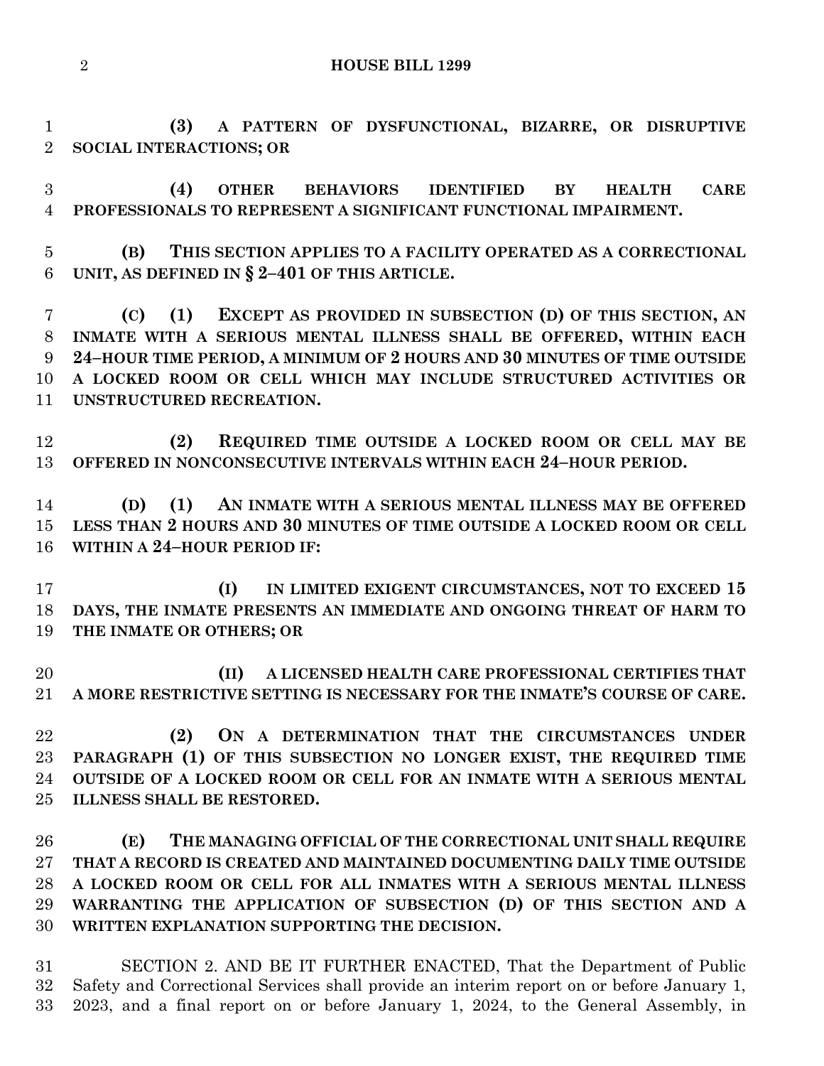**(3) A PATTERN OF DYSFUNCTIONAL, BIZARRE, OR DISRUPTIVE SOCIAL INTERACTIONS; OR**

**(4) OTHER BEHAVIORS IDENTIFIED BY HEALTH CARE PROFESSIONALS TO REPRESENT A SIGNIFICANT FUNCTIONAL IMPAIRMENT.**

**(B) THIS SECTION APPLIES TO A FACILITY OPERATED AS A CORRECTIONAL UNIT, AS DEFINED IN § 2–401 OF THIS ARTICLE.**

**(C) (1) EXCEPT AS PROVIDED IN SUBSECTION (D) OF THIS SECTION, AN INMATE WITH A SERIOUS MENTAL ILLNESS SHALL BE OFFERED, WITHIN EACH 24–HOUR TIME PERIOD, A MINIMUM OF 2 HOURS AND 30 MINUTES OF TIME OUTSIDE A LOCKED ROOM OR CELL WHICH MAY INCLUDE STRUCTURED ACTIVITIES OR UNSTRUCTURED RECREATION.**

**(2) REQUIRED TIME OUTSIDE A LOCKED ROOM OR CELL MAY BE OFFERED IN NONCONSECUTIVE INTERVALS WITHIN EACH 24–HOUR PERIOD.**

**(D) (1) AN INMATE WITH A SERIOUS MENTAL ILLNESS MAY BE OFFERED LESS THAN 2 HOURS AND 30 MINUTES OF TIME OUTSIDE A LOCKED ROOM OR CELL WITHIN A 24–HOUR PERIOD IF:**

**(I) IN LIMITED EXIGENT CIRCUMSTANCES, NOT TO EXCEED 15 DAYS, THE INMATE PRESENTS AN IMMEDIATE AND ONGOING THREAT OF HARM TO THE INMATE OR OTHERS; OR**

**(II) A LICENSED HEALTH CARE PROFESSIONAL CERTIFIES THAT A MORE RESTRICTIVE SETTING IS NECESSARY FOR THE INMATE'S COURSE OF CARE.**

**(2) ON A DETERMINATION THAT THE CIRCUMSTANCES UNDER PARAGRAPH (1) OF THIS SUBSECTION NO LONGER EXIST, THE REQUIRED TIME OUTSIDE OF A LOCKED ROOM OR CELL FOR AN INMATE WITH A SERIOUS MENTAL ILLNESS SHALL BE RESTORED.**

**(E) THE MANAGING OFFICIAL OF THE CORRECTIONAL UNIT SHALL REQUIRE THAT A RECORD IS CREATED AND MAINTAINED DOCUMENTING DAILY TIME OUTSIDE A LOCKED ROOM OR CELL FOR ALL INMATES WITH A SERIOUS MENTAL ILLNESS WARRANTING THE APPLICATION OF SUBSECTION (D) OF THIS SECTION AND A WRITTEN EXPLANATION SUPPORTING THE DECISION.**

SECTION 2. AND BE IT FURTHER ENACTED, That the Department of Public Safety and Correctional Services shall provide an interim report on or before January 1, 2023, and a final report on or before January 1, 2024, to the General Assembly, in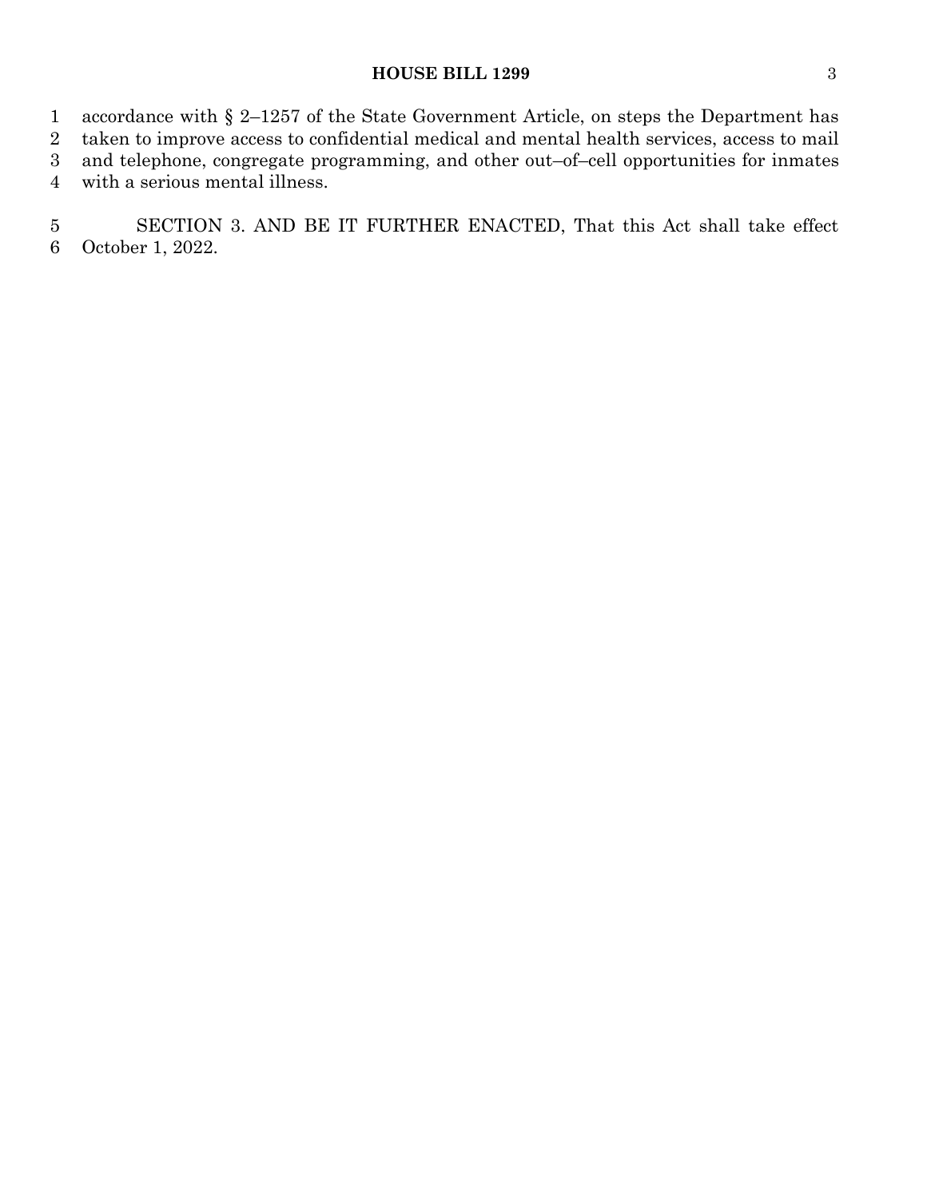accordance with § 2–1257 of the State Government Article, on steps the Department has taken to improve access to confidential medical and mental health services, access to mail and telephone, congregate programming, and other out–of–cell opportunities for inmates with a serious mental illness.

SECTION 3. AND BE IT FURTHER ENACTED, That this Act shall take effect October 1, 2022.